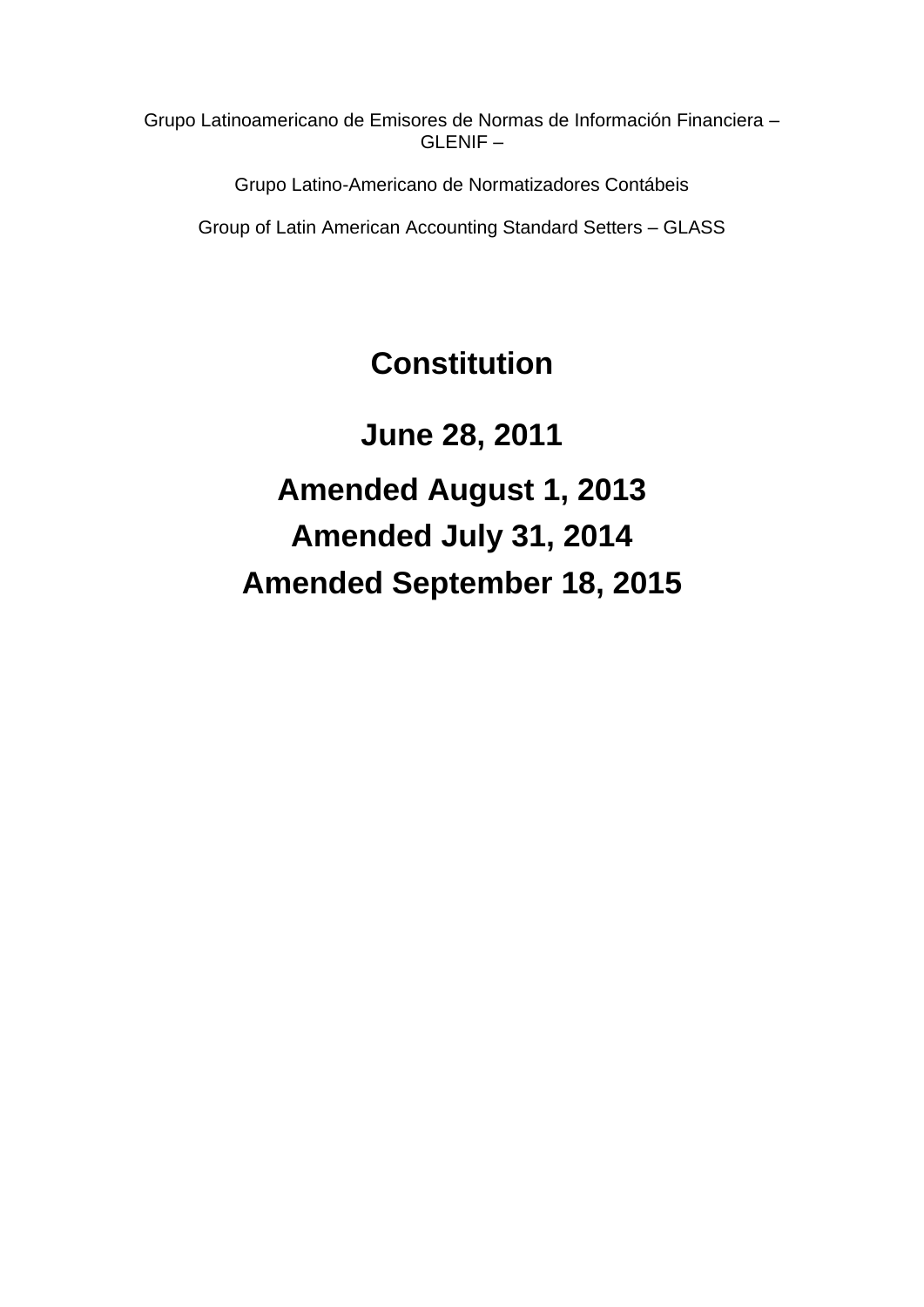Grupo Latinoamericano de Emisores de Normas de Información Financiera – GLENIF –

Grupo Latino-Americano de Normatizadores Contábeis

Group of Latin American Accounting Standard Setters – GLASS

# Constitution

## June 28, 2011

## Amended August 1, 2013

## Amended July 31, 2014

## Amended September 18, 2015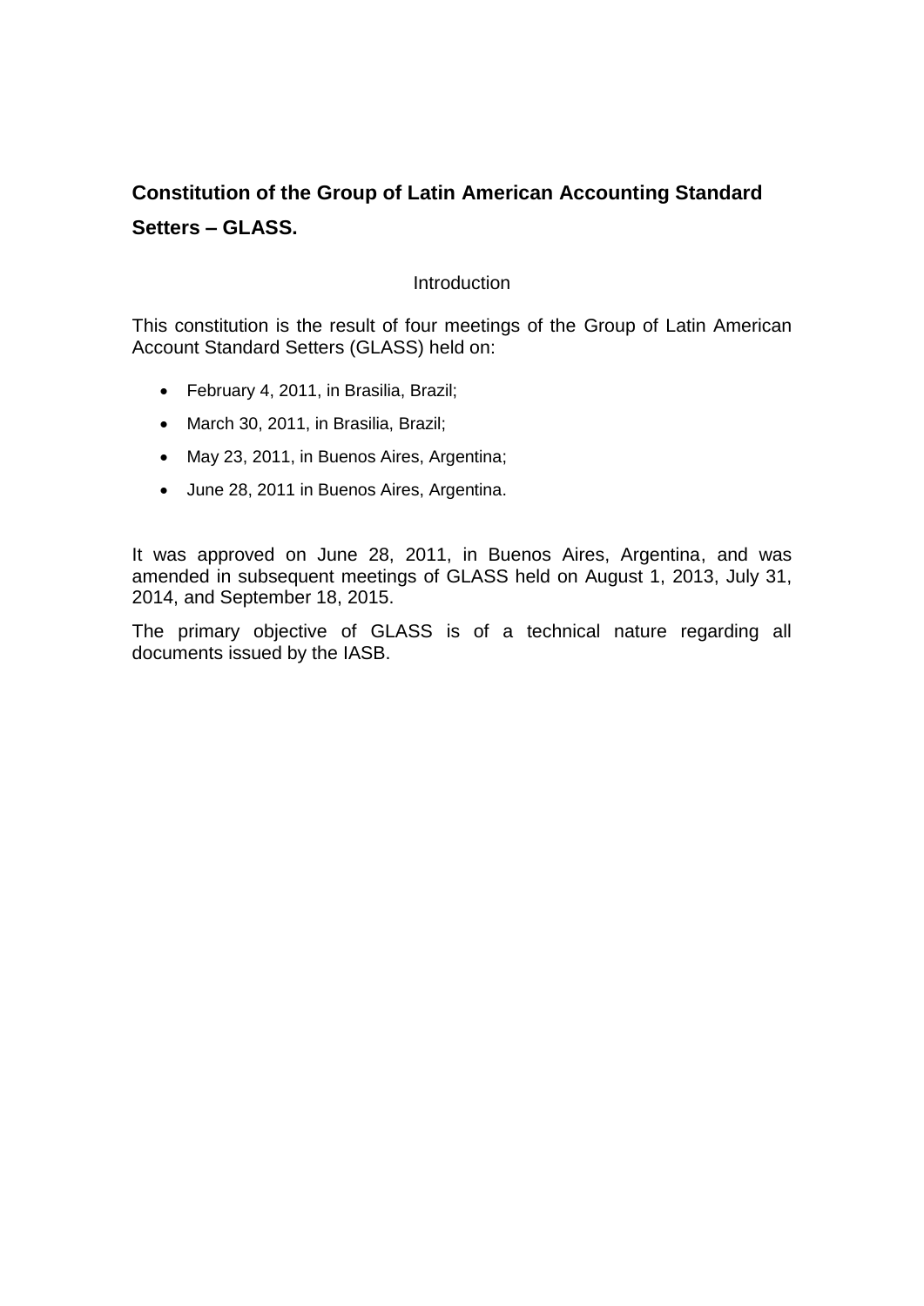# Constitution of the Group of Latin American Accounting Standard Setters – GLASS.

Introduction

This constitution is the result of four meetings of the Group of Latin American Account Standard Setters (GLASS) held on:

- February 4, 2011, in Brasilia, Brazil;
- March 30, 2011, in Brasilia, Brazil;
- May 23, 2011, in Buenos Aires, Argentina;
- June 28, 2011 in Buenos Aires, Argentina.

It was approved on June 28, 2011, in Buenos Aires, Argentina, and was amended in subsequent meetings of GLASS held on August 1, 2013, July 31, 2014, and September 18, 2015.

The primary objective of GLASS is of a technical nature regarding all documents issued by the IASB.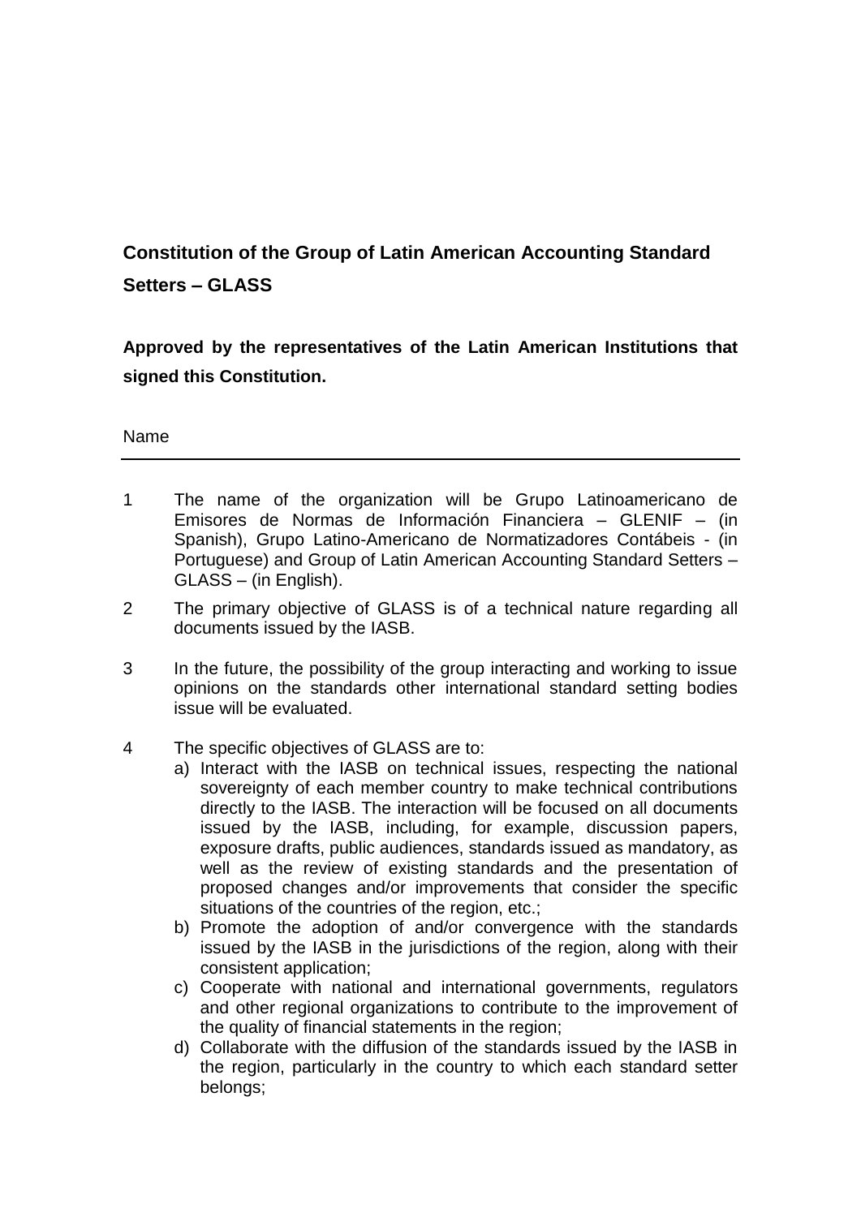# Constitution of the Group of Latin American Accounting Standard Setters – GLASS

**Approved by the representatives of the Latin American Institutions that signed this Constitution.**

## Name

1 The name of the organization will be Grupo Latinoamericano de Emisores de Normas de Información Financiera – GLENIF – (in Spanish), Grupo Latino-Americano de Normatizadores Contábeis - (in Portuguese) and Group of Latin American Accounting Standard Setters – GLASS – (in English).

2 The primary objective of GLASS is of a technical nature regarding all documents issued by the IASB.

3 In the future, the possibility of the group interacting and working to issue opinions on the standards other international standard setting bodies issue will be evaluated.

4 The specific objectives of GLASS are to:

a) Interact with the IASB on technical issues, respecting the national sovereignty of each member country to make technical contributions directly to the IASB. The interaction will be focused on all documents issued by the IASB, including, for example, discussion papers, exposure drafts, public audiences, standards issued as mandatory, as well as the review of existing standards and the presentation of proposed changes and/or improvements that consider the specific situations of the countries of the region, etc.;

b) Promote the adoption of and/or convergence with the standards issued by the IASB in the jurisdictions of the region, along with their consistent application;

c) Cooperate with national and international governments, regulators and other regional organizations to contribute to the improvement of the quality of financial statements in the region;

d) Collaborate with the diffusion of the standards issued by the IASB in the region, particularly in the country to which each standard setter belongs;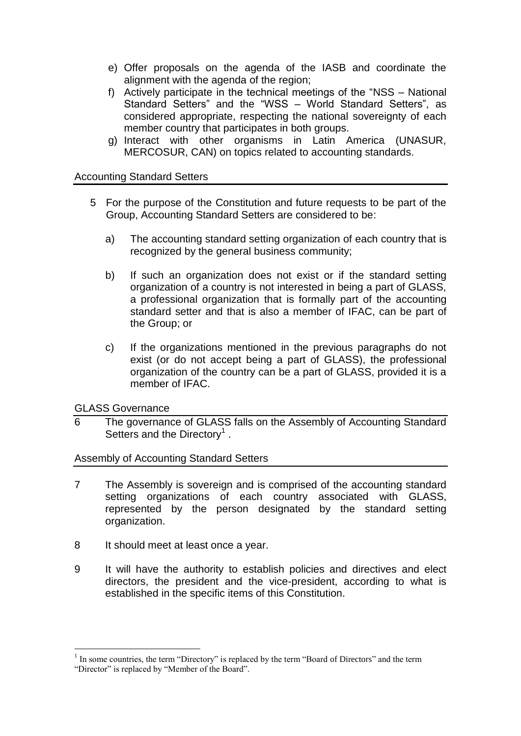e) Offer proposals on the agenda of the IASB and coordinate the alignment with the agenda of the region;
f) Actively participate in the technical meetings of the "NSS – National Standard Setters" and the "WSS – World Standard Setters", as considered appropriate, respecting the national sovereignty of each member country that participates in both groups.
g) Interact with other organisms in Latin America (UNASUR, MERCOSUR, CAN) on topics related to accounting standards.

## Accounting Standard Setters

5 For the purpose of the Constitution and future requests to be part of the Group, Accounting Standard Setters are considered to be:

a) The accounting standard setting organization of each country that is recognized by the general business community;

b) If such an organization does not exist or if the standard setting organization of a country is not interested in being a part of GLASS, a professional organization that is formally part of the accounting standard setter and that is also a member of IFAC, can be part of the Group; or

c) If the organizations mentioned in the previous paragraphs do not exist (or do not accept being a part of GLASS), the professional organization of the country can be a part of GLASS, provided it is a member of IFAC.

## GLASS Governance

6 The governance of GLASS falls on the Assembly of Accounting Standard Setters and the Directory[1] .

## Assembly of Accounting Standard Setters

7 The Assembly is sovereign and is comprised of the accounting standard setting organizations of each country associated with GLASS, represented by the person designated by the standard setting organization.

8 It should meet at least once a year.

9 It will have the authority to establish policies and directives and elect directors, the president and the vice-president, according to what is established in the specific items of this Constitution.

[1] In some countries, the term "Directory" is replaced by the term "Board of Directors" and the term "Director" is replaced by "Member of the Board".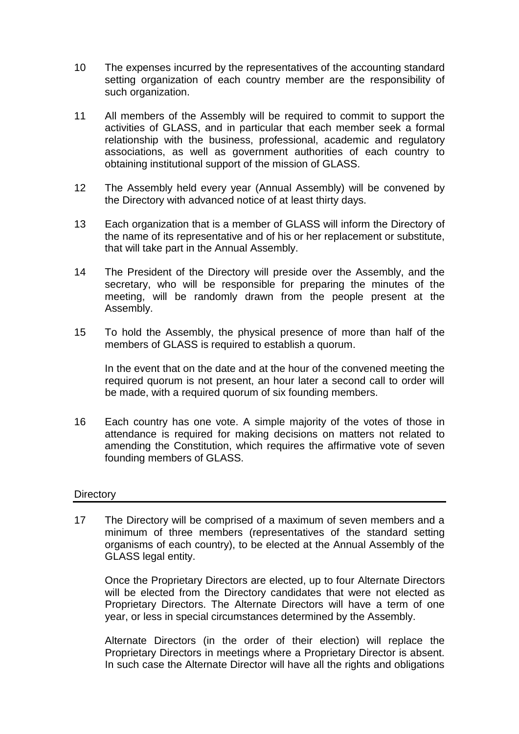10 The expenses incurred by the representatives of the accounting standard setting organization of each country member are the responsibility of such organization.

11 All members of the Assembly will be required to commit to support the activities of GLASS, and in particular that each member seek a formal relationship with the business, professional, academic and regulatory associations, as well as government authorities of each country to obtaining institutional support of the mission of GLASS.

12 The Assembly held every year (Annual Assembly) will be convened by the Directory with advanced notice of at least thirty days.

13 Each organization that is a member of GLASS will inform the Directory of the name of its representative and of his or her replacement or substitute, that will take part in the Annual Assembly.

14 The President of the Directory will preside over the Assembly, and the secretary, who will be responsible for preparing the minutes of the meeting, will be randomly drawn from the people present at the Assembly.

15 To hold the Assembly, the physical presence of more than half of the members of GLASS is required to establish a quorum.

In the event that on the date and at the hour of the convened meeting the required quorum is not present, an hour later a second call to order will be made, with a required quorum of six founding members.

16 Each country has one vote. A simple majority of the votes of those in attendance is required for making decisions on matters not related to amending the Constitution, which requires the affirmative vote of seven founding members of GLASS.

## Directory

17 The Directory will be comprised of a maximum of seven members and a minimum of three members (representatives of the standard setting organisms of each country), to be elected at the Annual Assembly of the GLASS legal entity.

Once the Proprietary Directors are elected, up to four Alternate Directors will be elected from the Directory candidates that were not elected as Proprietary Directors. The Alternate Directors will have a term of one year, or less in special circumstances determined by the Assembly.

Alternate Directors (in the order of their election) will replace the Proprietary Directors in meetings where a Proprietary Director is absent. In such case the Alternate Director will have all the rights and obligations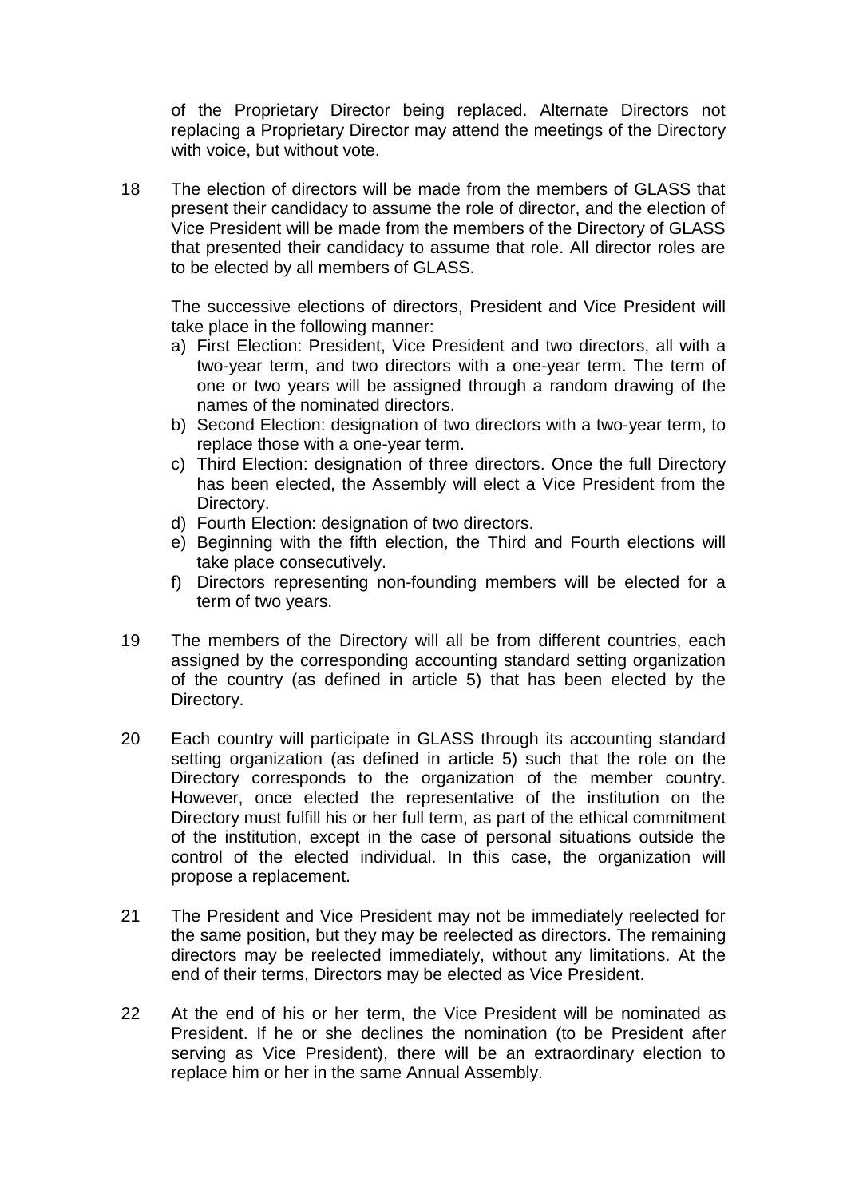of the Proprietary Director being replaced. Alternate Directors not replacing a Proprietary Director may attend the meetings of the Directory with voice, but without vote.

18 The election of directors will be made from the members of GLASS that present their candidacy to assume the role of director, and the election of Vice President will be made from the members of the Directory of GLASS that presented their candidacy to assume that role. All director roles are to be elected by all members of GLASS.

The successive elections of directors, President and Vice President will take place in the following manner:

a) First Election: President, Vice President and two directors, all with a two-year term, and two directors with a one-year term. The term of one or two years will be assigned through a random drawing of the names of the nominated directors.
b) Second Election: designation of two directors with a two-year term, to replace those with a one-year term.
c) Third Election: designation of three directors. Once the full Directory has been elected, the Assembly will elect a Vice President from the Directory.
d) Fourth Election: designation of two directors.
e) Beginning with the fifth election, the Third and Fourth elections will take place consecutively.
f) Directors representing non-founding members will be elected for a term of two years.

19 The members of the Directory will all be from different countries, each assigned by the corresponding accounting standard setting organization of the country (as defined in article 5) that has been elected by the Directory.

20 Each country will participate in GLASS through its accounting standard setting organization (as defined in article 5) such that the role on the Directory corresponds to the organization of the member country. However, once elected the representative of the institution on the Directory must fulfill his or her full term, as part of the ethical commitment of the institution, except in the case of personal situations outside the control of the elected individual. In this case, the organization will propose a replacement.

21 The President and Vice President may not be immediately reelected for the same position, but they may be reelected as directors. The remaining directors may be reelected immediately, without any limitations. At the end of their terms, Directors may be elected as Vice President.

22 At the end of his or her term, the Vice President will be nominated as President. If he or she declines the nomination (to be President after serving as Vice President), there will be an extraordinary election to replace him or her in the same Annual Assembly.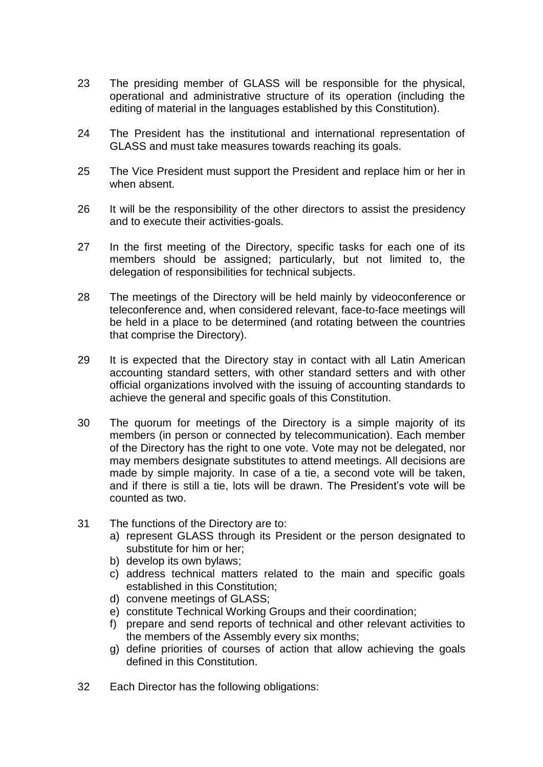23 The presiding member of GLASS will be responsible for the physical, operational and administrative structure of its operation (including the editing of material in the languages established by this Constitution).

24 The President has the institutional and international representation of GLASS and must take measures towards reaching its goals.

25 The Vice President must support the President and replace him or her in when absent.

26 It will be the responsibility of the other directors to assist the presidency and to execute their activities-goals.

27 In the first meeting of the Directory, specific tasks for each one of its members should be assigned; particularly, but not limited to, the delegation of responsibilities for technical subjects.

28 The meetings of the Directory will be held mainly by videoconference or teleconference and, when considered relevant, face-to-face meetings will be held in a place to be determined (and rotating between the countries that comprise the Directory).

29 It is expected that the Directory stay in contact with all Latin American accounting standard setters, with other standard setters and with other official organizations involved with the issuing of accounting standards to achieve the general and specific goals of this Constitution.

30 The quorum for meetings of the Directory is a simple majority of its members (in person or connected by telecommunication). Each member of the Directory has the right to one vote. Vote may not be delegated, nor may members designate substitutes to attend meetings. All decisions are made by simple majority. In case of a tie, a second vote will be taken, and if there is still a tie, lots will be drawn. The President's vote will be counted as two.

31 The functions of the Directory are to:

a) represent GLASS through its President or the person designated to substitute for him or her;
b) develop its own bylaws;
c) address technical matters related to the main and specific goals established in this Constitution;
d) convene meetings of GLASS;
e) constitute Technical Working Groups and their coordination;
f) prepare and send reports of technical and other relevant activities to the members of the Assembly every six months;
g) define priorities of courses of action that allow achieving the goals defined in this Constitution.

32 Each Director has the following obligations: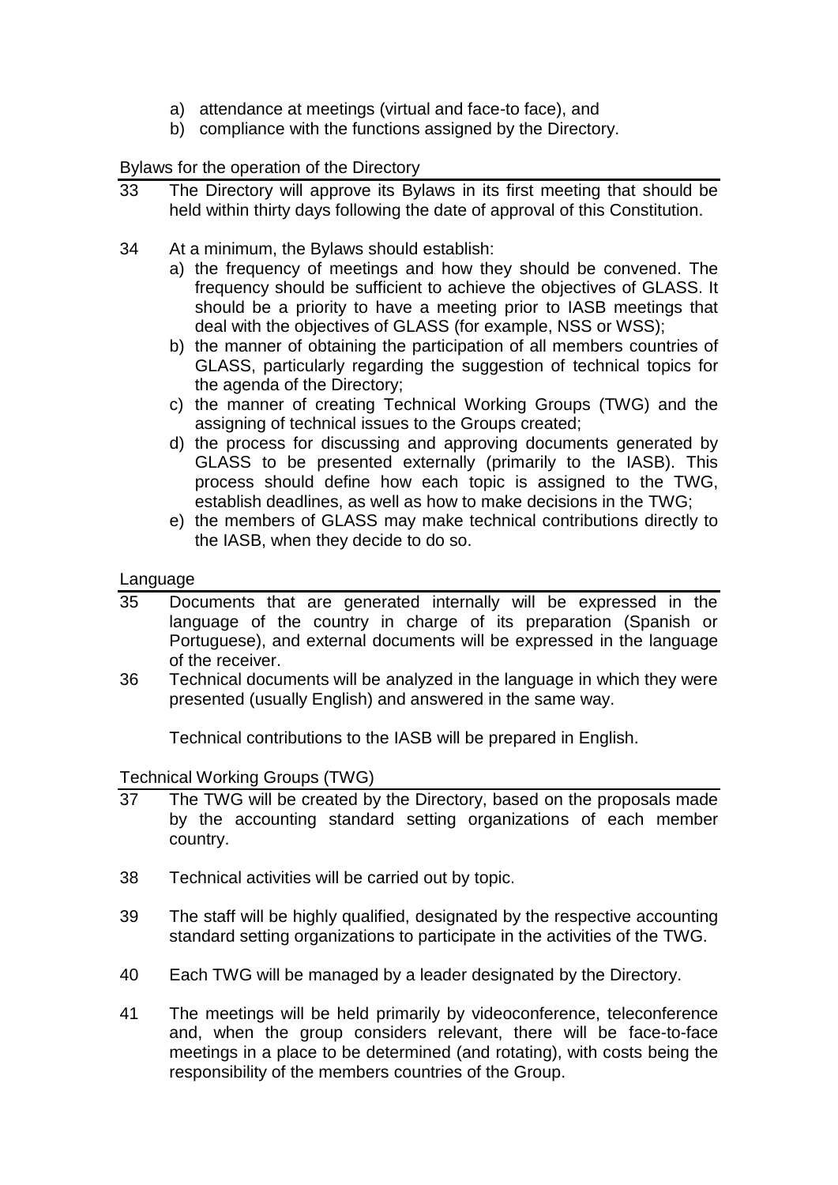a) attendance at meetings (virtual and face-to face), and
b) compliance with the functions assigned by the Directory.

### Bylaws for the operation of the Directory

33 The Directory will approve its Bylaws in its first meeting that should be held within thirty days following the date of approval of this Constitution.

34 At a minimum, the Bylaws should establish:

a) the frequency of meetings and how they should be convened. The frequency should be sufficient to achieve the objectives of GLASS. It should be a priority to have a meeting prior to IASB meetings that deal with the objectives of GLASS (for example, NSS or WSS);
b) the manner of obtaining the participation of all members countries of GLASS, particularly regarding the suggestion of technical topics for the agenda of the Directory;
c) the manner of creating Technical Working Groups (TWG) and the assigning of technical issues to the Groups created;
d) the process for discussing and approving documents generated by GLASS to be presented externally (primarily to the IASB). This process should define how each topic is assigned to the TWG, establish deadlines, as well as how to make decisions in the TWG;
e) the members of GLASS may make technical contributions directly to the IASB, when they decide to do so.

### Language

35 Documents that are generated internally will be expressed in the language of the country in charge of its preparation (Spanish or Portuguese), and external documents will be expressed in the language of the receiver.

36 Technical documents will be analyzed in the language in which they were presented (usually English) and answered in the same way.

Technical contributions to the IASB will be prepared in English.

### Technical Working Groups (TWG)

37 The TWG will be created by the Directory, based on the proposals made by the accounting standard setting organizations of each member country.

38 Technical activities will be carried out by topic.

39 The staff will be highly qualified, designated by the respective accounting standard setting organizations to participate in the activities of the TWG.

40 Each TWG will be managed by a leader designated by the Directory.

41 The meetings will be held primarily by videoconference, teleconference and, when the group considers relevant, there will be face-to-face meetings in a place to be determined (and rotating), with costs being the responsibility of the members countries of the Group.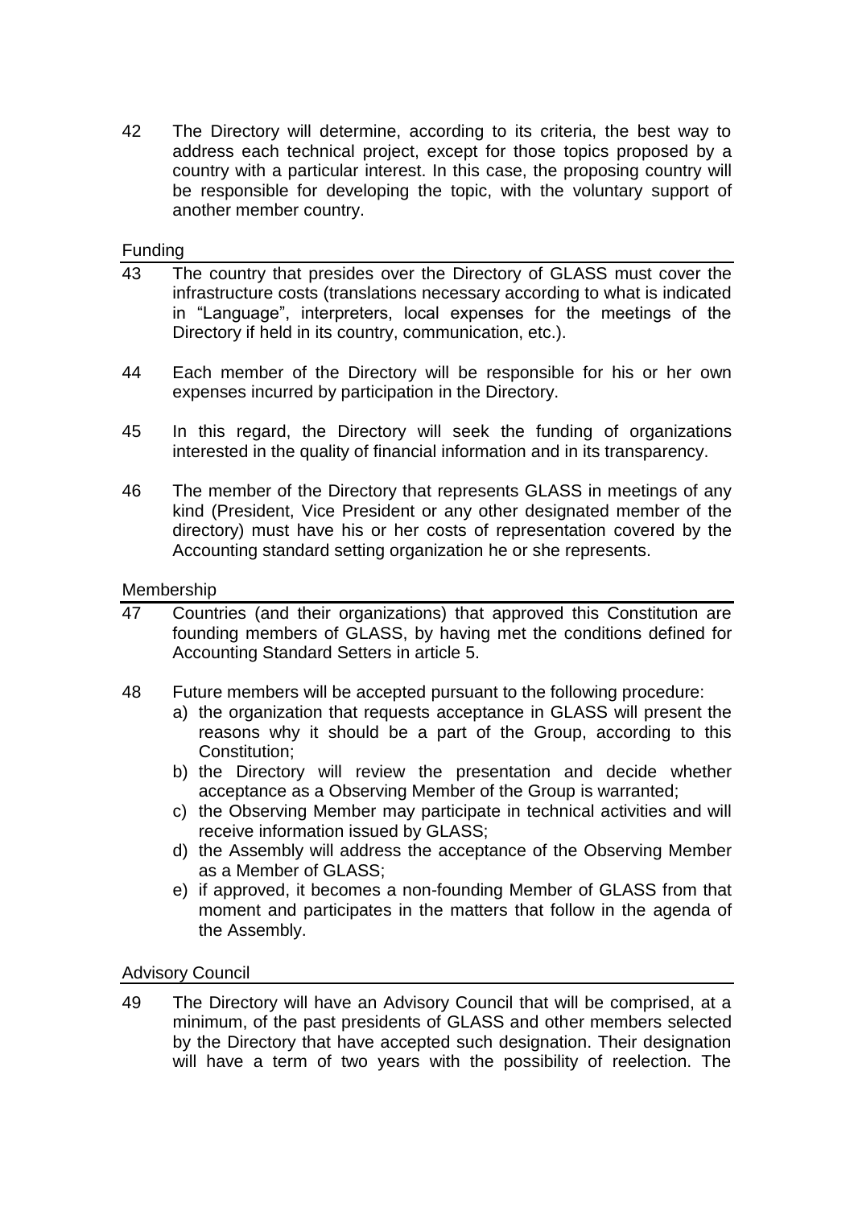42 The Directory will determine, according to its criteria, the best way to address each technical project, except for those topics proposed by a country with a particular interest. In this case, the proposing country will be responsible for developing the topic, with the voluntary support of another member country.

### Funding

43 The country that presides over the Directory of GLASS must cover the infrastructure costs (translations necessary according to what is indicated in "Language", interpreters, local expenses for the meetings of the Directory if held in its country, communication, etc.).

44 Each member of the Directory will be responsible for his or her own expenses incurred by participation in the Directory.

45 In this regard, the Directory will seek the funding of organizations interested in the quality of financial information and in its transparency.

46 The member of the Directory that represents GLASS in meetings of any kind (President, Vice President or any other designated member of the directory) must have his or her costs of representation covered by the Accounting standard setting organization he or she represents.

### Membership

47 Countries (and their organizations) that approved this Constitution are founding members of GLASS, by having met the conditions defined for Accounting Standard Setters in article 5.

48 Future members will be accepted pursuant to the following procedure:

a) the organization that requests acceptance in GLASS will present the reasons why it should be a part of the Group, according to this Constitution;
b) the Directory will review the presentation and decide whether acceptance as a Observing Member of the Group is warranted;
c) the Observing Member may participate in technical activities and will receive information issued by GLASS;
d) the Assembly will address the acceptance of the Observing Member as a Member of GLASS;
e) if approved, it becomes a non-founding Member of GLASS from that moment and participates in the matters that follow in the agenda of the Assembly.

### Advisory Council

49 The Directory will have an Advisory Council that will be comprised, at a minimum, of the past presidents of GLASS and other members selected by the Directory that have accepted such designation. Their designation will have a term of two years with the possibility of reelection. The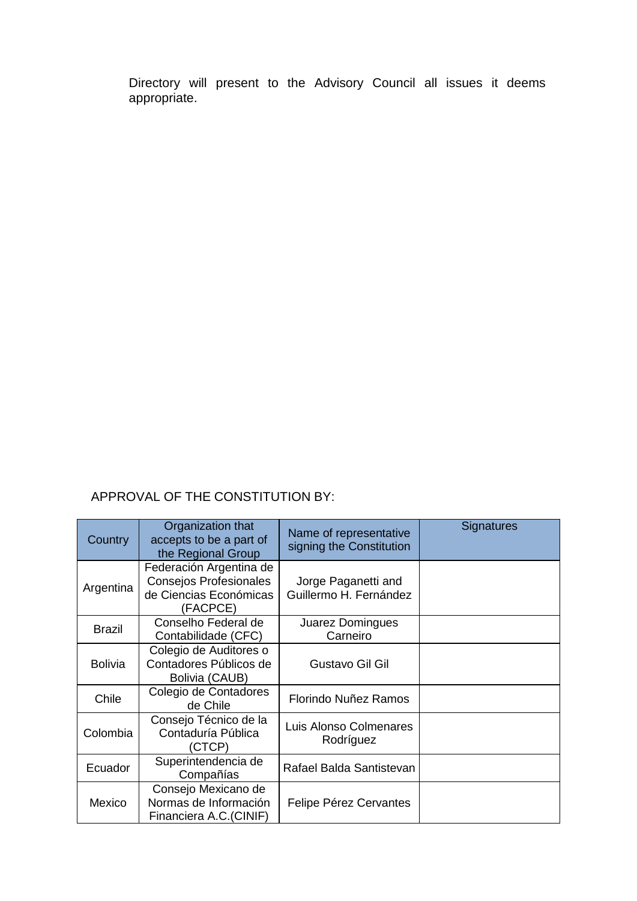Directory will present to the Advisory Council all issues it deems appropriate.

APPROVAL OF THE CONSTITUTION BY:

| Country | Organization that accepts to be a part of the Regional Group | Name of representative signing the Constitution | Signatures |
|---|---|---|---|
| Argentina | Federación Argentina de Consejos Profesionales de Ciencias Económicas (FACPCE) | Jorge Paganetti and Guillermo H. Fernández | |
| Brazil | Conselho Federal de Contabilidade (CFC) | Juarez Domingues Carneiro | |
| Bolivia | Colegio de Auditores o Contadores Públicos de Bolivia (CAUB) | Gustavo Gil Gil | |
| Chile | Colegio de Contadores de Chile | Florindo Nuñez Ramos | |
| Colombia | Consejo Técnico de la Contaduría Pública (CTCP) | Luis Alonso Colmenares Rodríguez | |
| Ecuador | Superintendencia de Compañías | Rafael Balda Santistevan | |
| Mexico | Consejo Mexicano de Normas de Información Financiera A.C.(CINIF) | Felipe Pérez Cervantes | |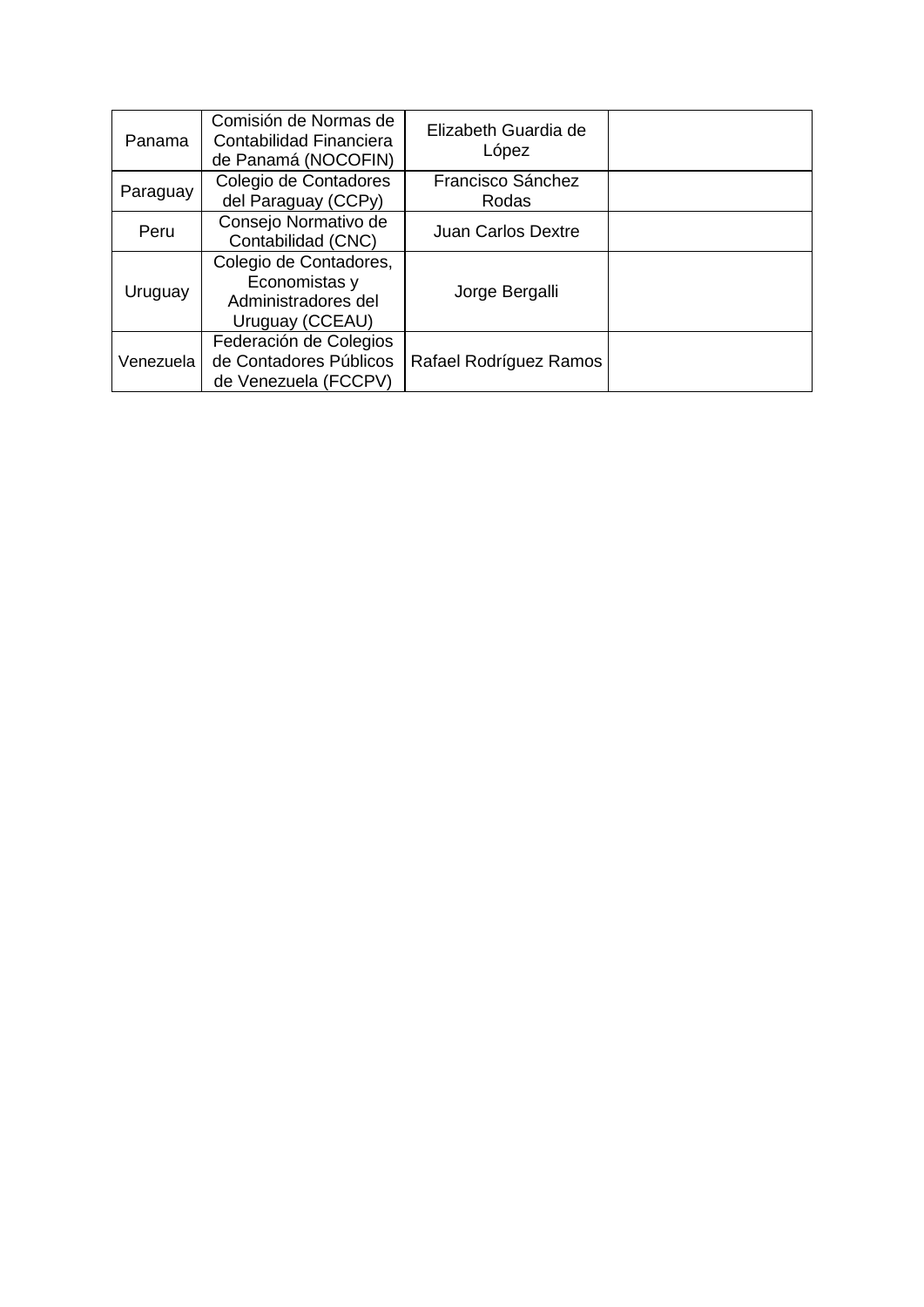| | | | |
|---|---|---|---|
| Panama | Comisión de Normas de Contabilidad Financiera de Panamá (NOCOFIN) | Elizabeth Guardia de López | |
| Paraguay | Colegio de Contadores del Paraguay (CCPy) | Francisco Sánchez Rodas | |
| Peru | Consejo Normativo de Contabilidad (CNC) | Juan Carlos Dextre | |
| Uruguay | Colegio de Contadores, Economistas y Administradores del Uruguay (CCEAU) | Jorge Bergalli | |
| Venezuela | Federación de Colegios de Contadores Públicos de Venezuela (FCCPV) | Rafael Rodríguez Ramos | |